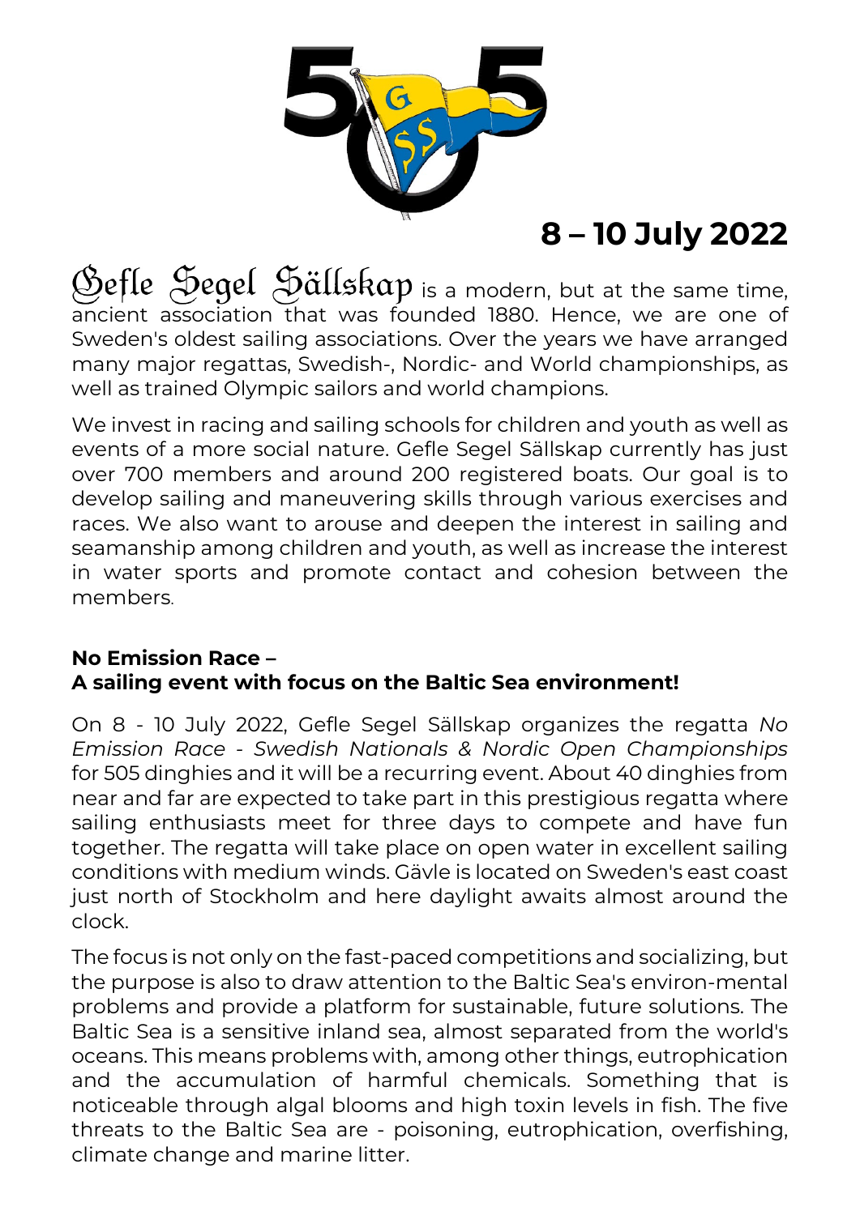# 8 – 10 July 2022

Gefle Segel Sällskap is a modern, but at the same time, ancient association that was founded 1880. Hence, we are one of Sweden's oldest sailing associations. Over the years we have arranged many major regattas, Swedish-, Nordic- and World championships, as well as trained Olympic sailors and world champions.

We invest in racing and sailing schools for children and youth as well as events of a more social nature. Gefle Segel Sällskap currently has just over 700 members and around 200 registered boats. Our goal is to develop sailing and maneuvering skills through various exercises and races. We also want to arouse and deepen the interest in sailing and seamanship among children and youth, as well as increase the interest in water sports and promote contact and cohesion between the members.

**No Emission Race –**
**A sailing event with focus on the Baltic Sea environment!**

On 8 - 10 July 2022, Gefle Segel Sällskap organizes the regatta *No Emission Race - Swedish Nationals & Nordic Open Championships* for 505 dinghies and it will be a recurring event. About 40 dinghies from near and far are expected to take part in this prestigious regatta where sailing enthusiasts meet for three days to compete and have fun together. The regatta will take place on open water in excellent sailing conditions with medium winds. Gävle is located on Sweden's east coast just north of Stockholm and here daylight awaits almost around the clock.

The focus is not only on the fast-paced competitions and socializing, but the purpose is also to draw attention to the Baltic Sea's environ-mental problems and provide a platform for sustainable, future solutions. The Baltic Sea is a sensitive inland sea, almost separated from the world's oceans. This means problems with, among other things, eutrophication and the accumulation of harmful chemicals. Something that is noticeable through algal blooms and high toxin levels in fish. The five threats to the Baltic Sea are - poisoning, eutrophication, overfishing, climate change and marine litter.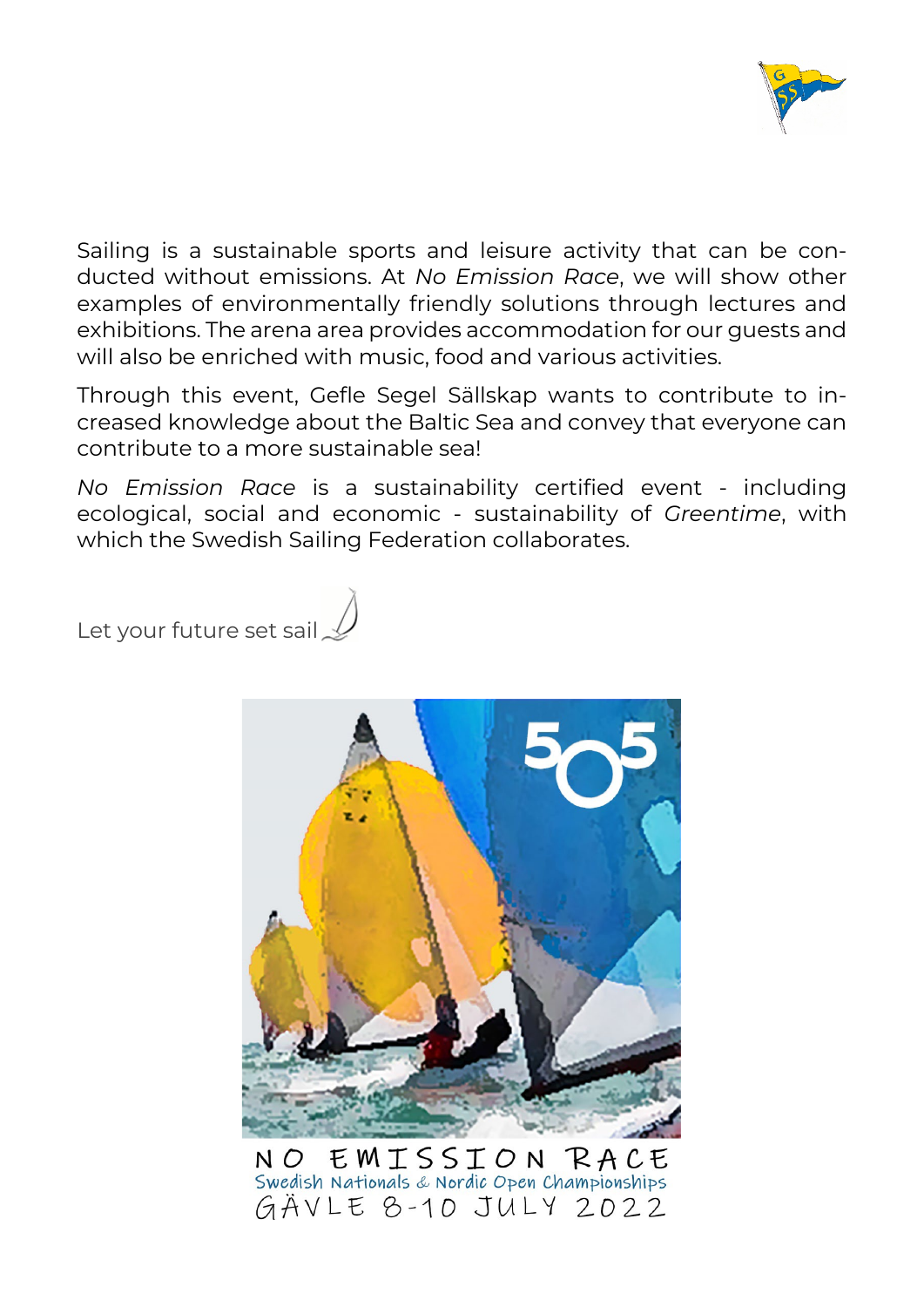Sailing is a sustainable sports and leisure activity that can be conducted without emissions. At *No Emission Race*, we will show other examples of environmentally friendly solutions through lectures and exhibitions. The arena area provides accommodation for our guests and will also be enriched with music, food and various activities.

Through this event, Gefle Segel Sällskap wants to contribute to increased knowledge about the Baltic Sea and convey that everyone can contribute to a more sustainable sea!

*No Emission Race* is a sustainability certified event - including ecological, social and economic - sustainability of *Greentime*, with which the Swedish Sailing Federation collaborates.

Let your future set sail

NO EMISSION RACE

Swedish Nationals & Nordic Open Championships

GÄVLE 8-10 JULY 2022